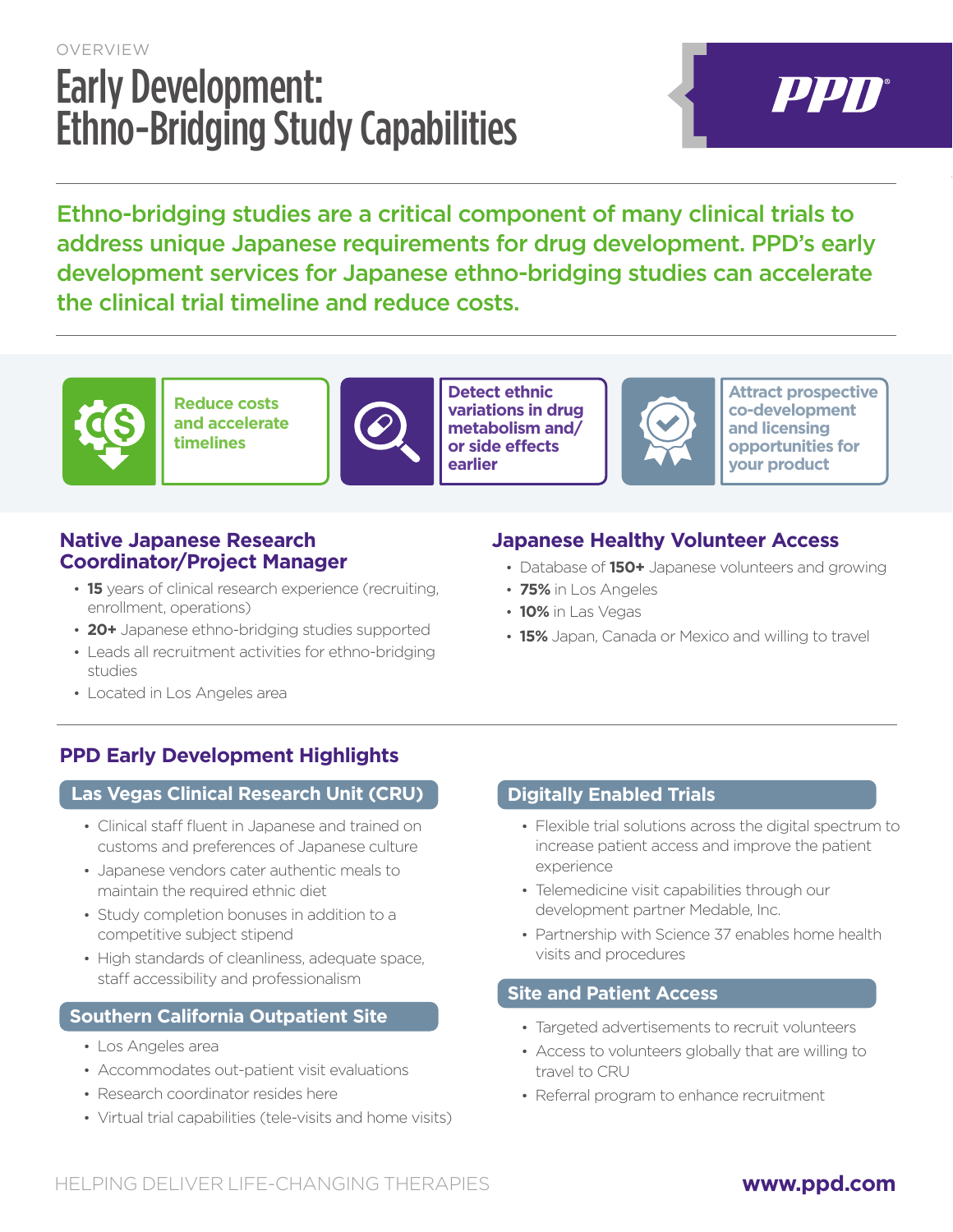OVERVIEW

# Early Development: Ethno-Bridging Study Capabilities

**Ethno-bridging studies are a critical component of many clinical trials to address unique Japanese requirements for drug development. PPD's early development services for Japanese ethno-bridging studies can accelerate the clinical trial timeline and reduce costs.**

**Reduce costs and accelerate timelines**

**Detect ethnic variations in drug metabolism and/or side effects earlier**

**Attract prospective co-development and licensing opportunities for your product**

## Native Japanese Research Coordinator/Project Manager

- **15** years of clinical research experience (recruiting, enrollment, operations)
- **20+** Japanese ethno-bridging studies supported
- Leads all recruitment activities for ethno-bridging studies
- Located in Los Angeles area

## Japanese Healthy Volunteer Access

- Database of **150+** Japanese volunteers and growing
- **75%** in Los Angeles
- **10%** in Las Vegas
- **15%** Japan, Canada or Mexico and willing to travel

## PPD Early Development Highlights

### Las Vegas Clinical Research Unit (CRU)

- Clinical staff fluent in Japanese and trained on customs and preferences of Japanese culture
- Japanese vendors cater authentic meals to maintain the required ethnic diet
- Study completion bonuses in addition to a competitive subject stipend
- High standards of cleanliness, adequate space, staff accessibility and professionalism

### Southern California Outpatient Site

- Los Angeles area
- Accommodates out-patient visit evaluations
- Research coordinator resides here
- Virtual trial capabilities (tele-visits and home visits)

### Digitally Enabled Trials

- Flexible trial solutions across the digital spectrum to increase patient access and improve the patient experience
- Telemedicine visit capabilities through our development partner Medable, Inc.
- Partnership with Science 37 enables home health visits and procedures

### Site and Patient Access

- Targeted advertisements to recruit volunteers
- Access to volunteers globally that are willing to travel to CRU
- Referral program to enhance recruitment

HELPING DELIVER LIFE-CHANGING THERAPIES

**www.ppd.com**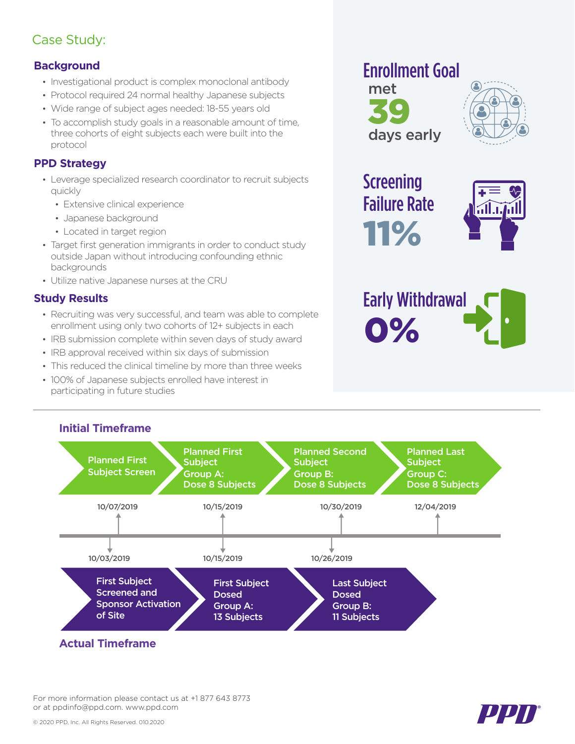## Case Study:

### Background

- Investigational product is complex monoclonal antibody
- Protocol required 24 normal healthy Japanese subjects
- Wide range of subject ages needed: 18-55 years old
- To accomplish study goals in a reasonable amount of time, three cohorts of eight subjects each were built into the protocol

### PPD Strategy

- Leverage specialized research coordinator to recruit subjects quickly
  - Extensive clinical experience
  - Japanese background
  - Located in target region
- Target first generation immigrants in order to conduct study outside Japan without introducing confounding ethnic backgrounds
- Utilize native Japanese nurses at the CRU

### Study Results

- Recruiting was very successful, and team was able to complete enrollment using only two cohorts of 12+ subjects in each
- IRB submission complete within seven days of study award
- IRB approval received within six days of submission
- This reduced the clinical timeline by more than three weeks
- 100% of Japanese subjects enrolled have interest in participating in future studies

**Enrollment Goal** met **39** days early

**Screening Failure Rate** **11%**

**Early Withdrawal** **0%**

### Initial Timeframe

Planned First Subject Screen
10/07/2019

Planned First Subject Group A: Dose 8 Subjects
10/15/2019

Planned Second Subject Group B: Dose 8 Subjects
10/30/2019

Planned Last Subject Group C: Dose 8 Subjects
12/04/2019

10/03/2019
First Subject Screened and Sponsor Activation of Site

10/15/2019
First Subject Dosed Group A: 13 Subjects

10/26/2019
Last Subject Dosed Group B: 11 Subjects

### Actual Timeframe

For more information please contact us at +1 877 643 8773 or at ppdinfo@ppd.com. www.ppd.com

© 2020 PPD, Inc. All Rights Reserved. 010.2020

PPD®